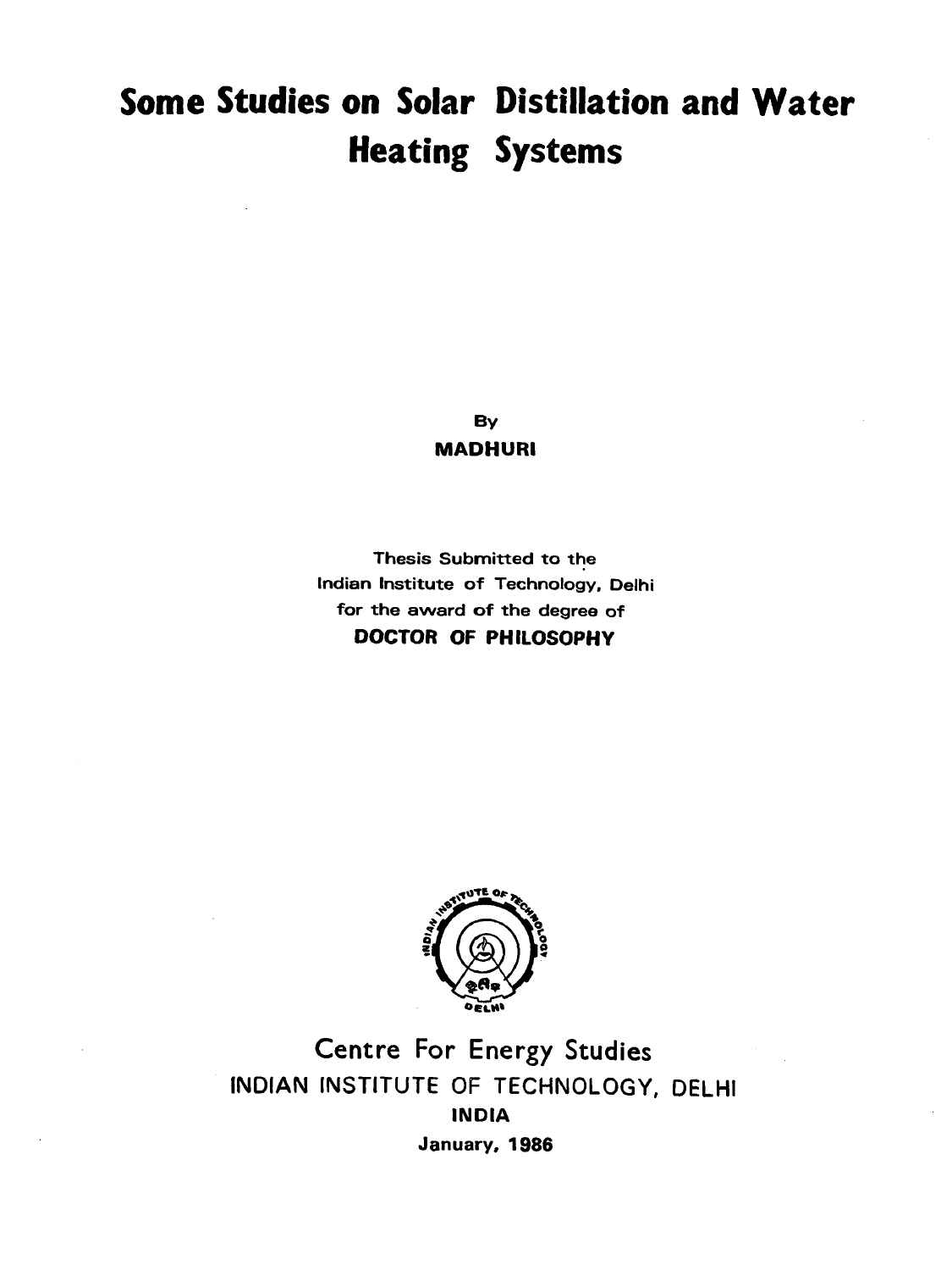# Some Studies on Solar Distillation and Water Heating Systems

By

**MADHURI**

Thesis Submitted to the
Indian Institute of Technology, Delhi
for the award of the degree of
**DOCTOR OF PHILOSOPHY**

Centre For Energy Studies
INDIAN INSTITUTE OF TECHNOLOGY, DELHI
**INDIA**
**January, 1986**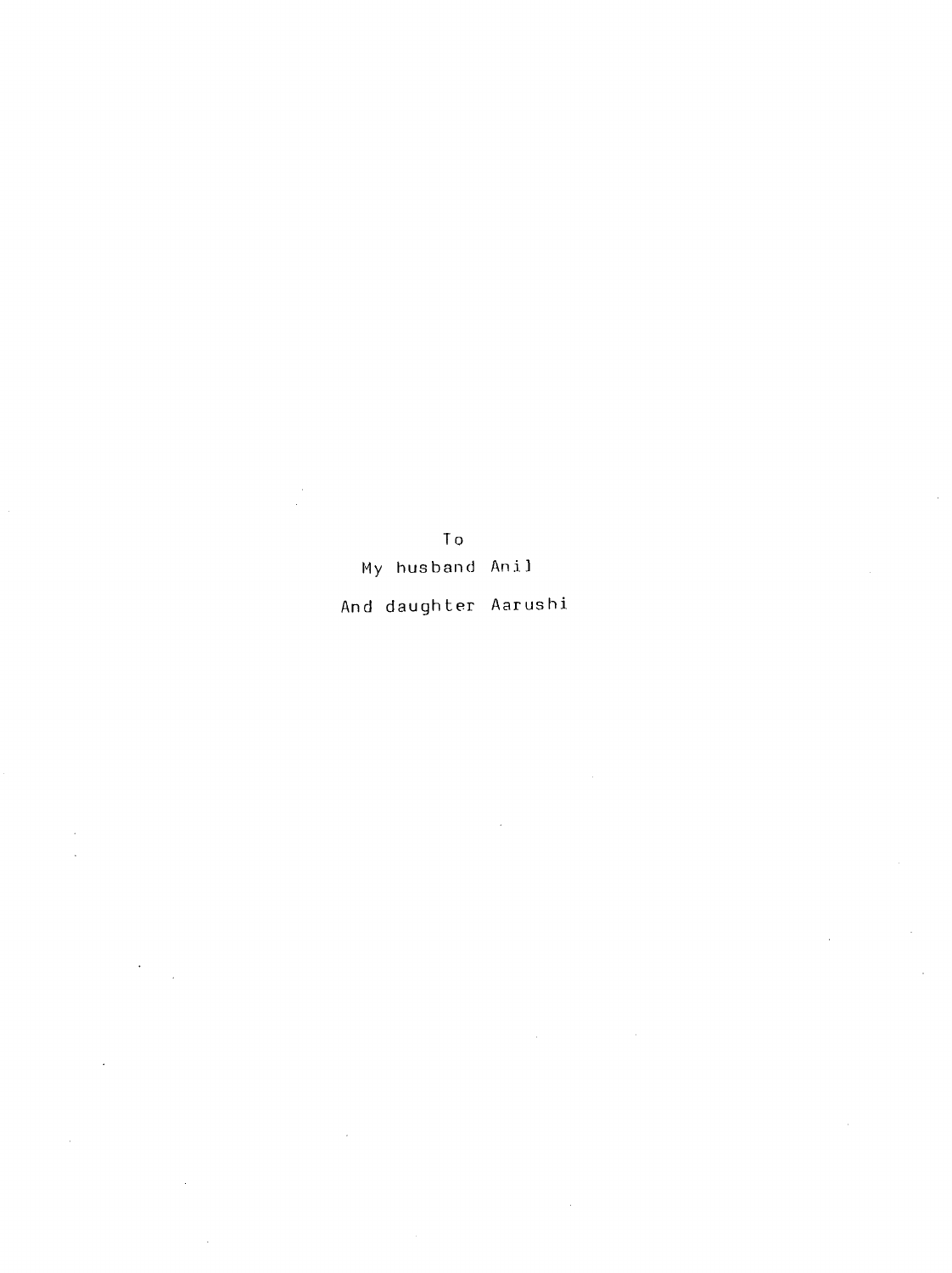To

My husband Anil

And daughter Aarushi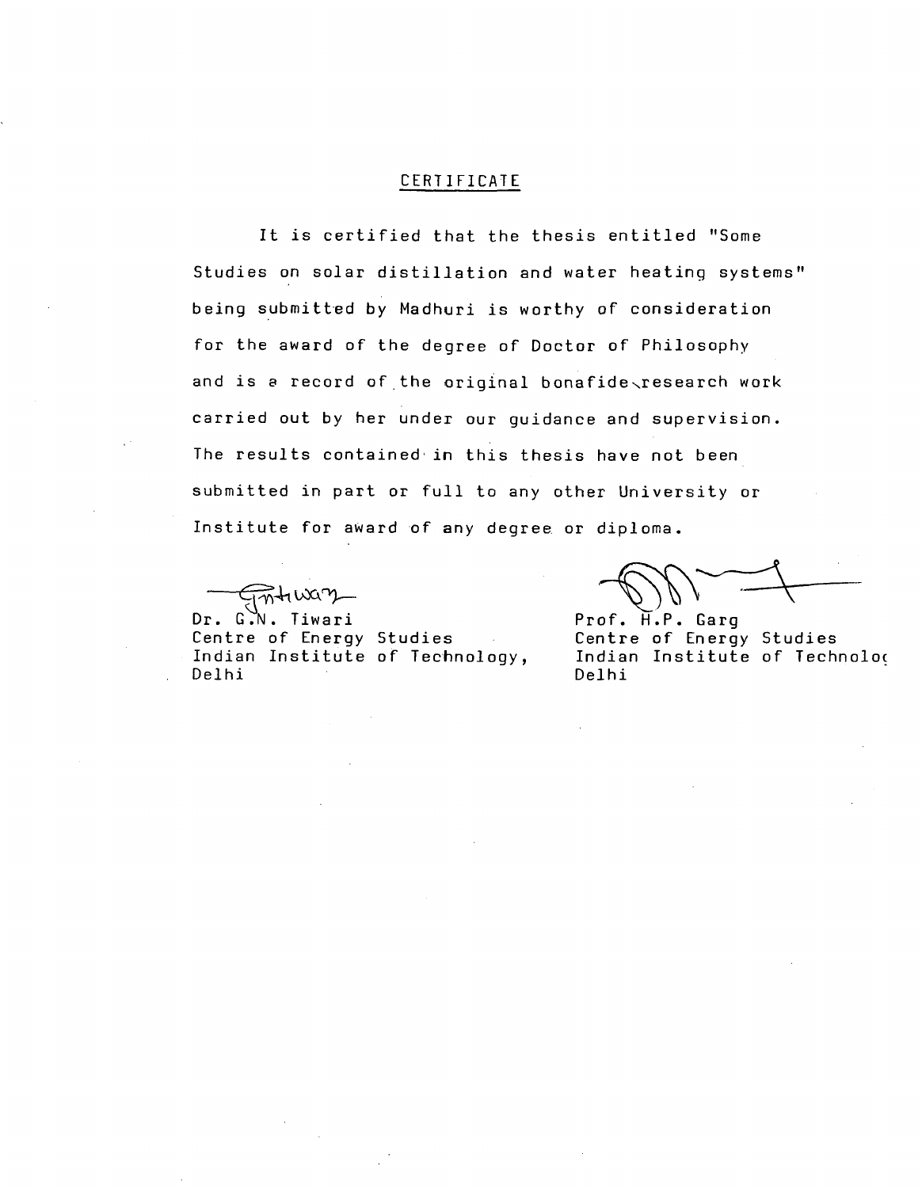## CERTIFICATE

It is certified that the thesis entitled "Some Studies on solar distillation and water heating systems" being submitted by Madhuri is worthy of consideration for the award of the degree of Doctor of Philosophy and is a record of the original bonafide research work carried out by her under our guidance and supervision. The results contained in this thesis have not been submitted in part or full to any other University or Institute for award of any degree or diploma.

Dr. G.N. Tiwari
Centre of Energy Studies
Indian Institute of Technology,
Delhi

Prof. H.P. Garg
Centre of Energy Studies
Indian Institute of Technolo(
Delhi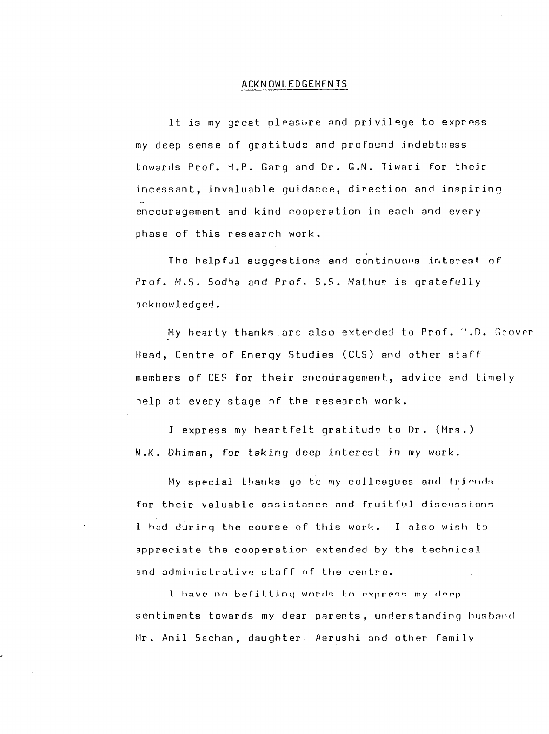# ACKNOWLEDGEMENTS

It is my great pleasure and privilege to express my deep sense of gratitude and profound indebtness towards Prof. H.P. Garg and Dr. G.N. Tiwari for their incessant, invaluable guidance, direction and inspiring encouragement and kind cooperation in each and every phase of this research work.

The helpful suggestions and continuous interest of Prof. M.S. Sodha and Prof. S.S. Mathur is gratefully acknowledged.

My hearty thanks are also extended to Prof. ?.D. Grover Head, Centre of Energy Studies (CES) and other staff members of CES for their encouragement, advice and timely help at every stage of the research work.

I express my heartfelt gratitude to Dr. (Mrs.) N.K. Dhiman, for taking deep interest in my work.

My special thanks go to my colleagues and friends for their valuable assistance and fruitful discussions I had during the course of this work. I also wish to appreciate the cooperation extended by the technical and administrative staff of the centre.

I have no befitting words to express my deep sentiments towards my dear parents, understanding husband Mr. Anil Sachan, daughter Aarushi and other family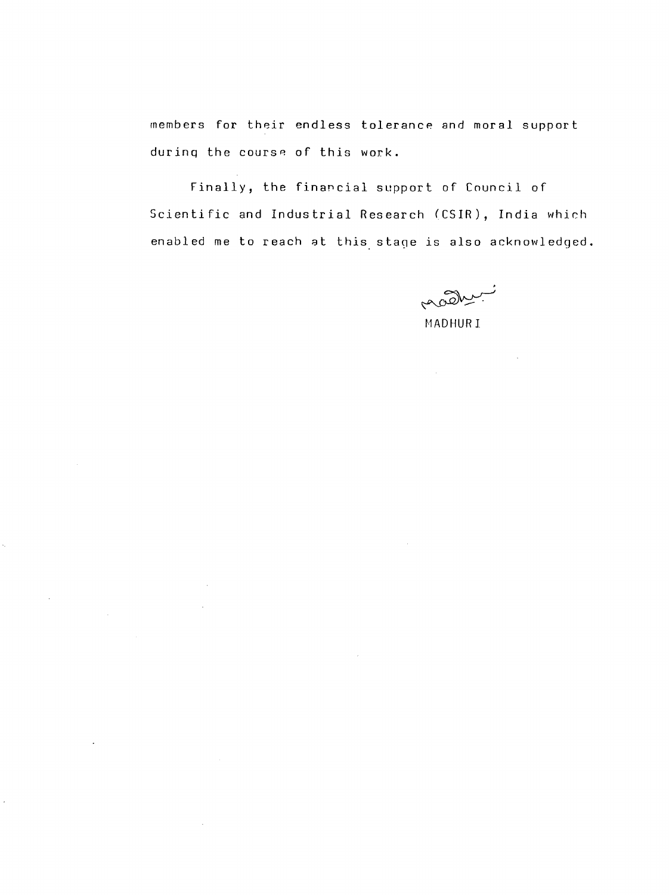members for their endless tolerance and moral support during the course of this work.

Finally, the financial support of Council of Scientific and Industrial Research (CSIR), India which enabled me to reach at this stage is also acknowledged.

MADHURI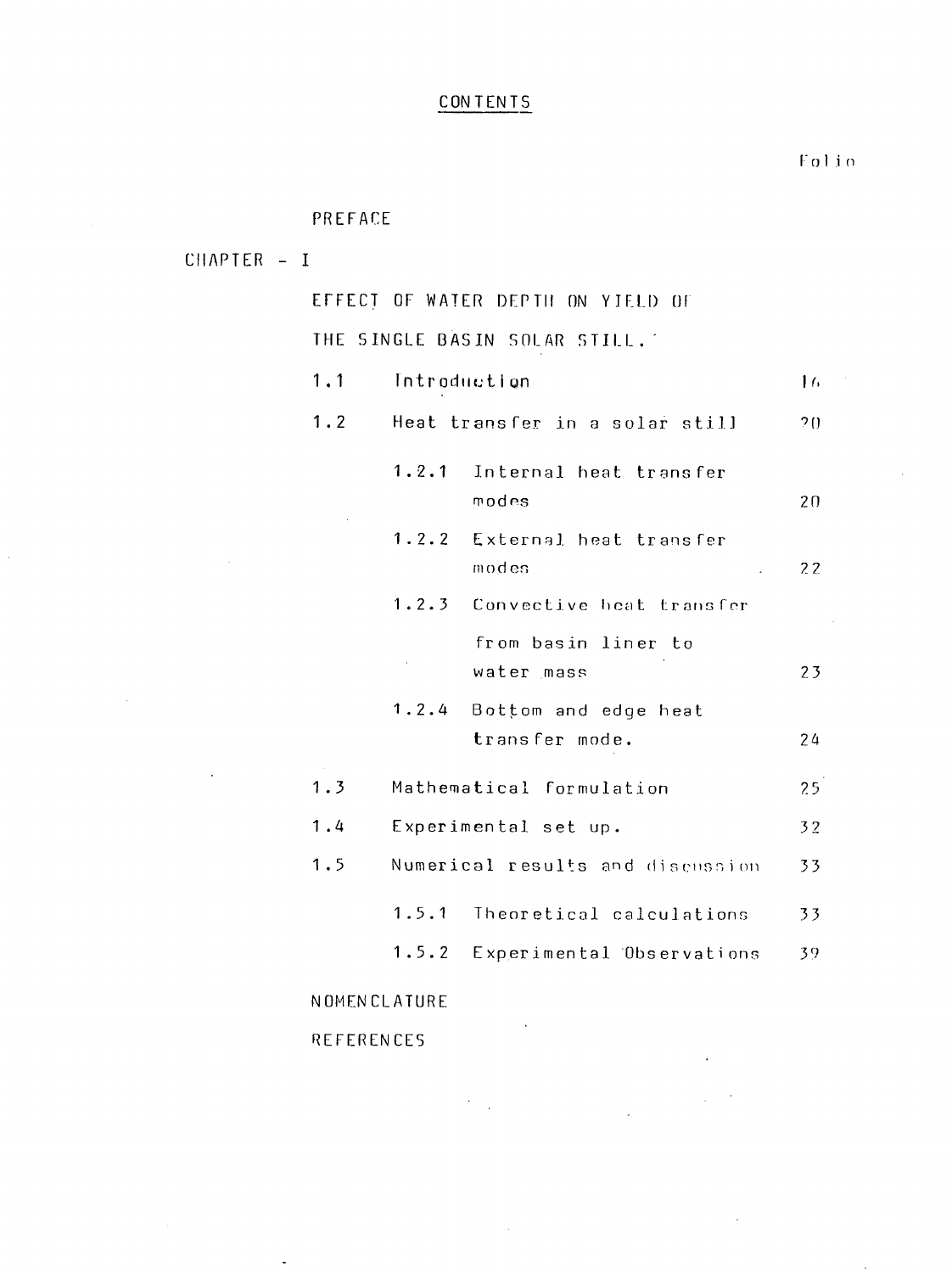# CONTENTS

| | | Folio |
|---|---|---|
| PREFACE | | |
| CHAPTER - I | | |
| EFFECT OF WATER DEPTH ON YIELD OF THE SINGLE BASIN SOLAR STILL. | | |
| 1.1 | Introduction | 16 |
| 1.2 | Heat transfer in a solar still | 20 |
| 1.2.1 | Internal heat transfer modes | 20 |
| 1.2.2 | External heat transfer modes | 22 |
| 1.2.3 | Convective heat transfer from basin liner to water mass | 23 |
| 1.2.4 | Bottom and edge heat transfer mode. | 24 |
| 1.3 | Mathematical formulation | 25 |
| 1.4 | Experimental set up. | 32 |
| 1.5 | Numerical results and discussion | 33 |
| 1.5.1 | Theoretical calculations | 33 |
| 1.5.2 | Experimental Observations | 39 |
| NOMENCLATURE | | |
| REFERENCES | | |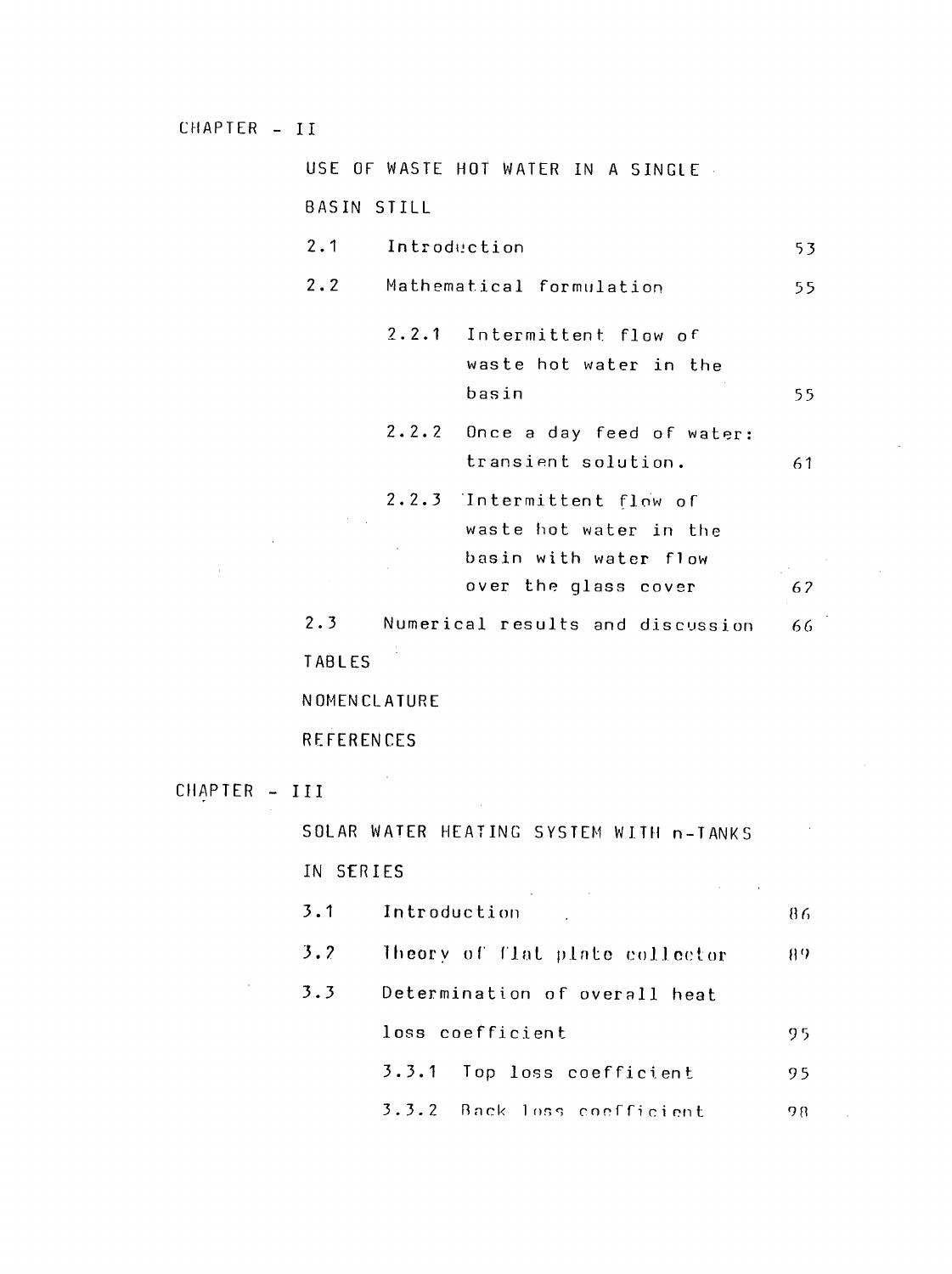CHAPTER - II

USE OF WASTE HOT WATER IN A SINGLE BASIN STILL

| | | |
|---|---|---|
| 2.1 | Introduction | 53 |
| 2.2 | Mathematical formulation | 55 |
| 2.2.1 | Intermittent flow of waste hot water in the basin | 55 |
| 2.2.2 | Once a day feed of water: transient solution. | 61 |
| 2.2.3 | Intermittent flow of waste hot water in the basin with water flow over the glass cover | 62 |
| 2.3 | Numerical results and discussion | 66 |

TABLES

NOMENCLATURE

REFERENCES

CHAPTER - III

SOLAR WATER HEATING SYSTEM WITH n-TANKS IN SERIES

| | | |
|---|---|---|
| 3.1 | Introduction | 86 |
| 3.2 | Theory of flat plate collector | 89 |
| 3.3 | Determination of overall heat loss coefficient | 95 |
| 3.3.1 | Top loss coefficient | 95 |
| 3.3.2 | Back loss coefficient | 98 |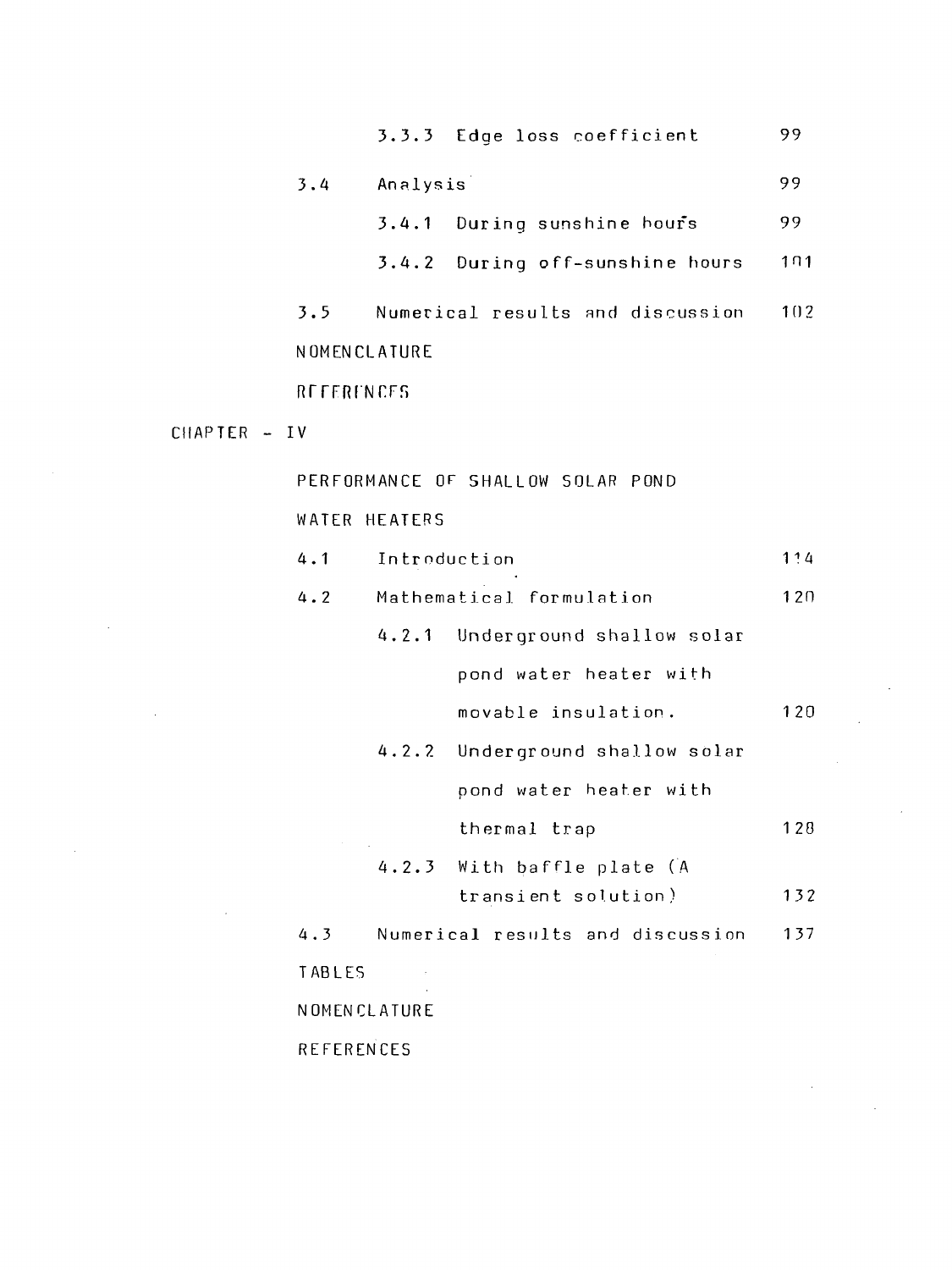3.3.3 Edge loss coefficient 99

3.4 Analysis 99

3.4.1 During sunshine hours 99

3.4.2 During off-sunshine hours 101

3.5 Numerical results and discussion 102

NOMENCLATURE

REFERENCES

CHAPTER - IV

PERFORMANCE OF SHALLOW SOLAR POND WATER HEATERS

4.1 Introduction 114

4.2 Mathematical formulation 120

4.2.1 Underground shallow solar pond water heater with movable insulation. 120

4.2.2 Underground shallow solar pond water heater with thermal trap 128

4.2.3 With baffle plate (A transient solution) 132

4.3 Numerical results and discussion 137

TABLES

NOMENCLATURE

REFERENCES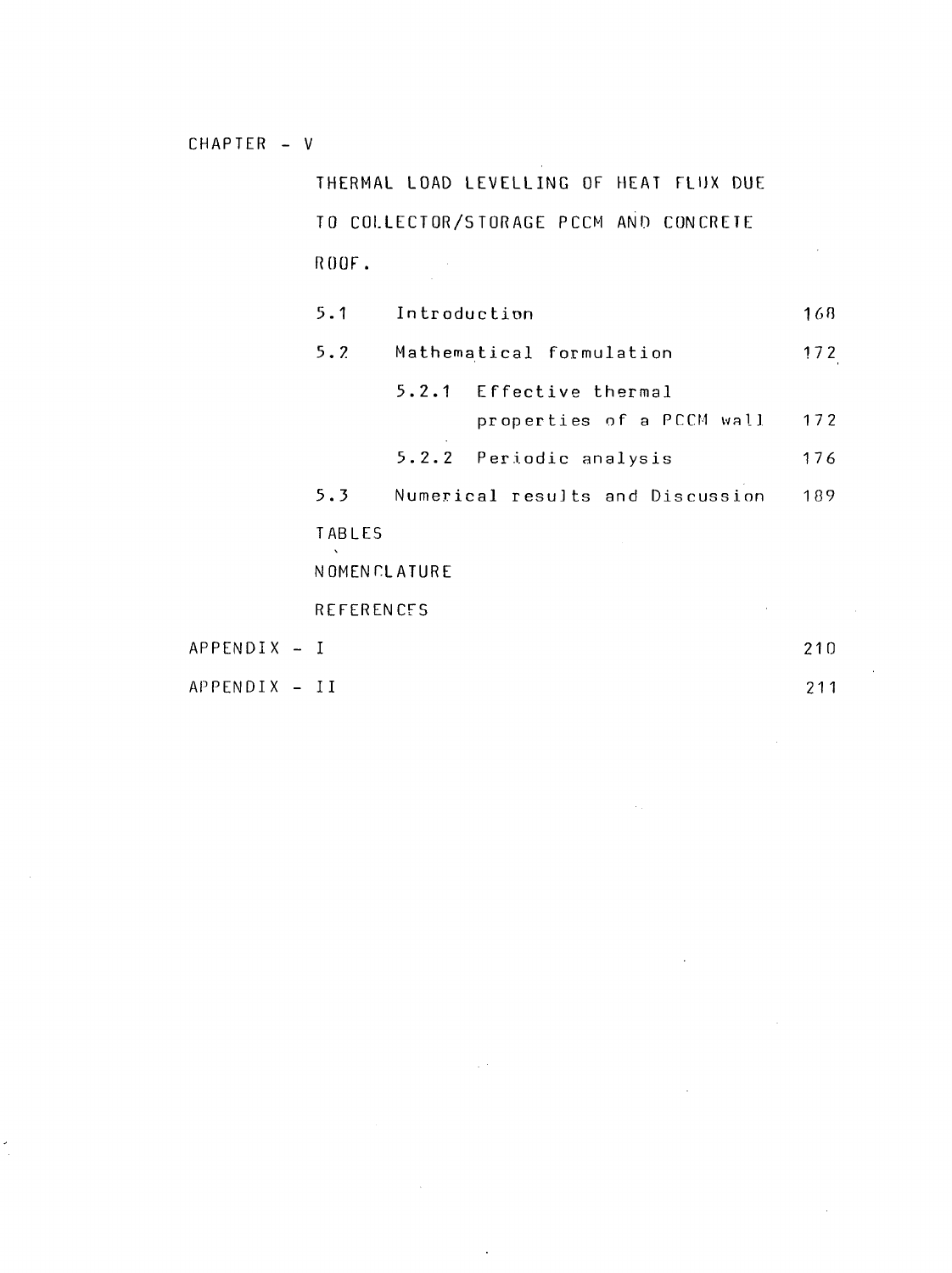CHAPTER - V

THERMAL LOAD LEVELLING OF HEAT FLUX DUE TO COLLECTOR/STORAGE PCCM AND CONCRETE ROOF.

| | | |
|---|---|---|
| 5.1 | Introduction | 168 |
| 5.2 | Mathematical formulation | 172 |
| | 5.2.1 Effective thermal properties of a PCCM wall | 172 |
| | 5.2.2 Periodic analysis | 176 |
| 5.3 | Numerical results and Discussion | 189 |
| TABLES | | |
| NOMENCLATURE | | |
| REFERENCES | | |

| | |
|---|---|
| APPENDIX - I | 210 |
| APPENDIX - II | 211 |